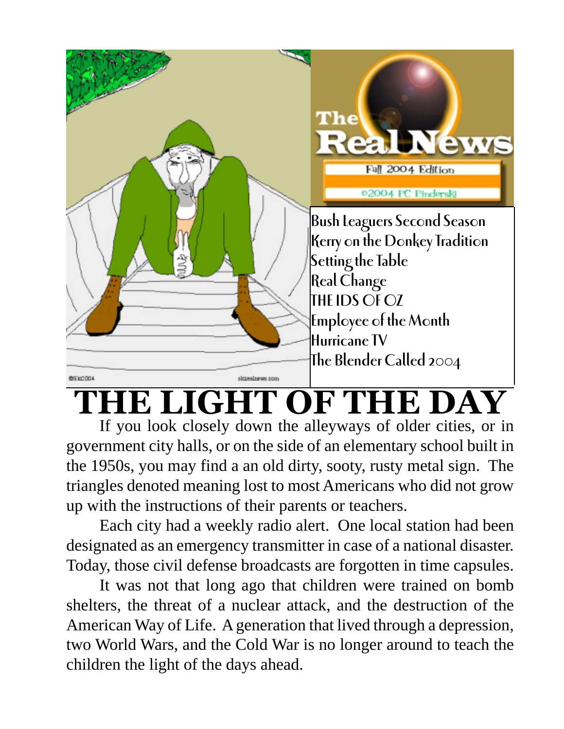The Real News

Fall 2004 Edition

©2004 PC Pinderski

Bush Leaguers Second Season
Kerry on the Donkey Tradition
Setting the Table
Real Change
THE IDS OF OZ
Employee of the Month
Hurricane TV
The Blender Called 2004

# THE LIGHT OF THE DAY

If you look closely down the alleyways of older cities, or in government city halls, or on the side of an elementary school built in the 1950s, you may find a an old dirty, sooty, rusty metal sign. The triangles denoted meaning lost to most Americans who did not grow up with the instructions of their parents or teachers.

Each city had a weekly radio alert. One local station had been designated as an emergency transmitter in case of a national disaster. Today, those civil defense broadcasts are forgotten in time capsules.

It was not that long ago that children were trained on bomb shelters, the threat of a nuclear attack, and the destruction of the American Way of Life. A generation that lived through a depression, two World Wars, and the Cold War is no longer around to teach the children the light of the days ahead.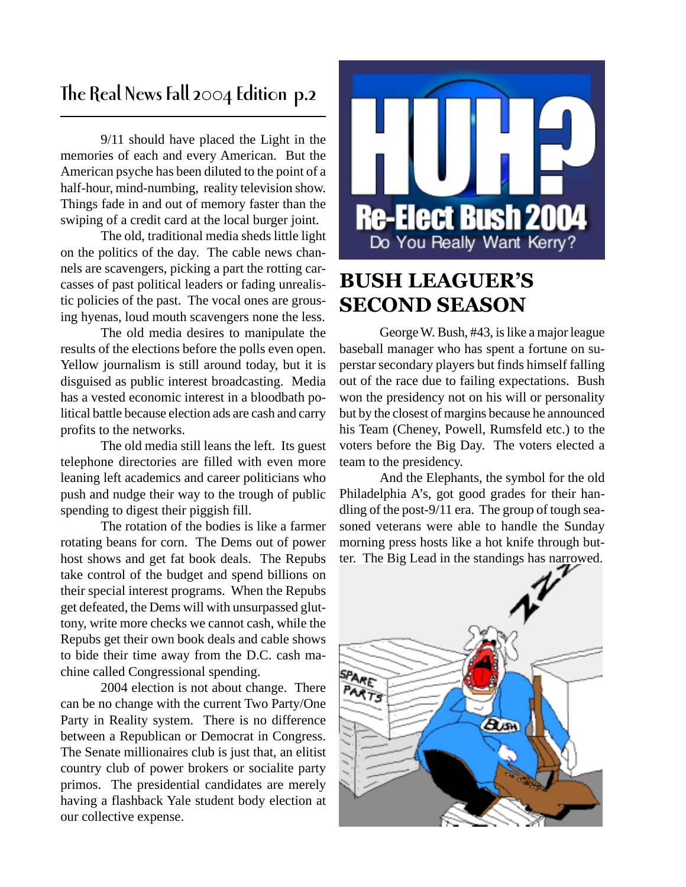9/11 should have placed the Light in the memories of each and every American. But the American psyche has been diluted to the point of a half-hour, mind-numbing, reality television show. Things fade in and out of memory faster than the swiping of a credit card at the local burger joint.

The old, traditional media sheds little light on the politics of the day. The cable news channels are scavengers, picking a part the rotting carcasses of past political leaders or fading unrealistic policies of the past. The vocal ones are grousing hyenas, loud mouth scavengers none the less.

The old media desires to manipulate the results of the elections before the polls even open. Yellow journalism is still around today, but it is disguised as public interest broadcasting. Media has a vested economic interest in a bloodbath political battle because election ads are cash and carry profits to the networks.

The old media still leans the left. Its guest telephone directories are filled with even more leaning left academics and career politicians who push and nudge their way to the trough of public spending to digest their piggish fill.

The rotation of the bodies is like a farmer rotating beans for corn. The Dems out of power host shows and get fat book deals. The Repubs take control of the budget and spend billions on their special interest programs. When the Repubs get defeated, the Dems will with unsurpassed gluttony, write more checks we cannot cash, while the Repubs get their own book deals and cable shows to bide their time away from the D.C. cash machine called Congressional spending.

2004 election is not about change. There can be no change with the current Two Party/One Party in Reality system. There is no difference between a Republican or Democrat in Congress. The Senate millionaires club is just that, an elitist country club of power brokers or socialite party primos. The presidential candidates are merely having a flashback Yale student body election at our collective expense.

HUH?

Re-Elect Bush 2004

Do You Really Want Kerry?

## BUSH LEAGUER'S SECOND SEASON

George W. Bush, #43, is like a major league baseball manager who has spent a fortune on superstar secondary players but finds himself falling out of the race due to failing expectations. Bush won the presidency not on his will or personality but by the closest of margins because he announced his Team (Cheney, Powell, Rumsfeld etc.) to the voters before the Big Day. The voters elected a team to the presidency.

And the Elephants, the symbol for the old Philadelphia A's, got good grades for their handling of the post-9/11 era. The group of tough seasoned veterans were able to handle the Sunday morning press hosts like a hot knife through butter. The Big Lead in the standings has narrowed.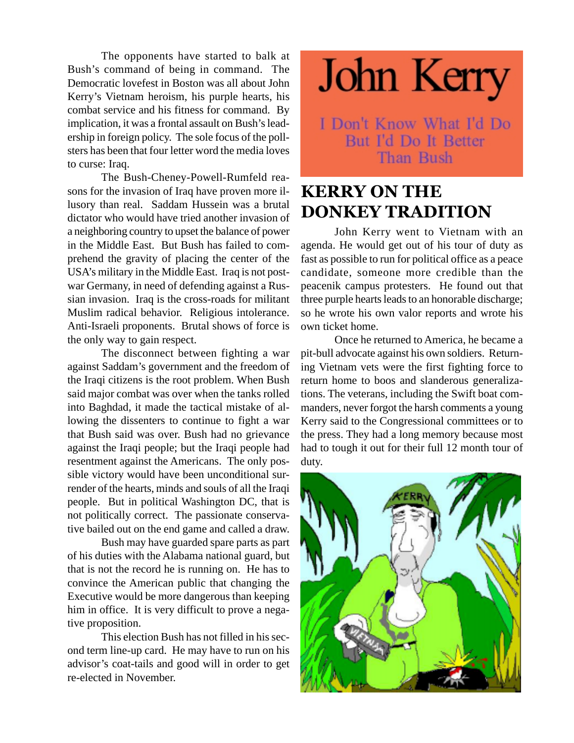The opponents have started to balk at Bush's command of being in command. The Democratic lovefest in Boston was all about John Kerry's Vietnam heroism, his purple hearts, his combat service and his fitness for command. By implication, it was a frontal assault on Bush's leadership in foreign policy. The sole focus of the pollsters has been that four letter word the media loves to curse: Iraq.

The Bush-Cheney-Powell-Rumfeld reasons for the invasion of Iraq have proven more illusory than real. Saddam Hussein was a brutal dictator who would have tried another invasion of a neighboring country to upset the balance of power in the Middle East. But Bush has failed to comprehend the gravity of placing the center of the USA's military in the Middle East. Iraq is not post-war Germany, in need of defending against a Russian invasion. Iraq is the cross-roads for militant Muslim radical behavior. Religious intolerance. Anti-Israeli proponents. Brutal shows of force is the only way to gain respect.

The disconnect between fighting a war against Saddam's government and the freedom of the Iraqi citizens is the root problem. When Bush said major combat was over when the tanks rolled into Baghdad, it made the tactical mistake of allowing the dissenters to continue to fight a war that Bush said was over. Bush had no grievance against the Iraqi people; but the Iraqi people had resentment against the Americans. The only possible victory would have been unconditional surrender of the hearts, minds and souls of all the Iraqi people. But in political Washington DC, that is not politically correct. The passionate conservative bailed out on the end game and called a draw.

Bush may have guarded spare parts as part of his duties with the Alabama national guard, but that is not the record he is running on. He has to convince the American public that changing the Executive would be more dangerous than keeping him in office. It is very difficult to prove a negative proposition.

This election Bush has not filled in his second term line-up card. He may have to run on his advisor's coat-tails and good will in order to get re-elected in November.

# John Kerry

I Don't Know What I'd Do
But I'd Do It Better
Than Bush

## KERRY ON THE DONKEY TRADITION

John Kerry went to Vietnam with an agenda. He would get out of his tour of duty as fast as possible to run for political office as a peace candidate, someone more credible than the peacenik campus protesters. He found out that three purple hearts leads to an honorable discharge; so he wrote his own valor reports and wrote his own ticket home.

Once he returned to America, he became a pit-bull advocate against his own soldiers. Returning Vietnam vets were the first fighting force to return home to boos and slanderous generalizations. The veterans, including the Swift boat commanders, never forgot the harsh comments a young Kerry said to the Congressional committees or to the press. They had a long memory because most had to tough it out for their full 12 month tour of duty.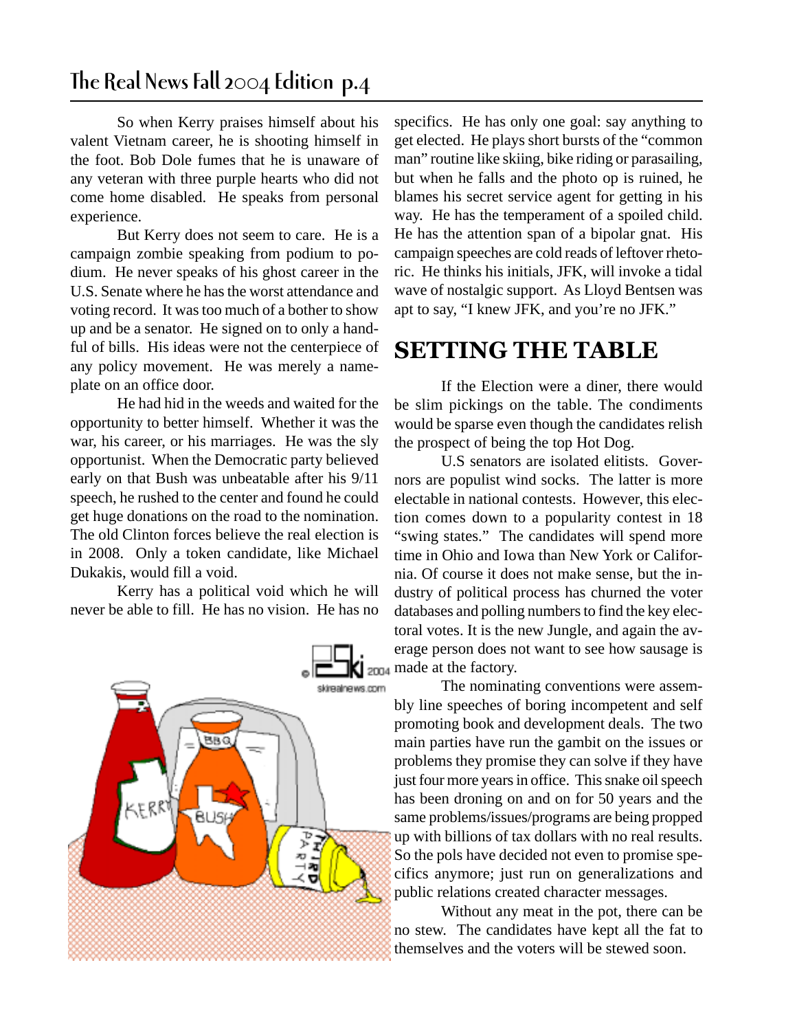So when Kerry praises himself about his valent Vietnam career, he is shooting himself in the foot. Bob Dole fumes that he is unaware of any veteran with three purple hearts who did not come home disabled. He speaks from personal experience.

But Kerry does not seem to care. He is a campaign zombie speaking from podium to podium. He never speaks of his ghost career in the U.S. Senate where he has the worst attendance and voting record. It was too much of a bother to show up and be a senator. He signed on to only a handful of bills. His ideas were not the centerpiece of any policy movement. He was merely a nameplate on an office door.

He had hid in the weeds and waited for the opportunity to better himself. Whether it was the war, his career, or his marriages. He was the sly opportunist. When the Democratic party believed early on that Bush was unbeatable after his 9/11 speech, he rushed to the center and found he could get huge donations on the road to the nomination. The old Clinton forces believe the real election is in 2008. Only a token candidate, like Michael Dukakis, would fill a void.

Kerry has a political void which he will never be able to fill. He has no vision. He has no specifics. He has only one goal: say anything to get elected. He plays short bursts of the "common man" routine like skiing, bike riding or parasailing, but when he falls and the photo op is ruined, he blames his secret service agent for getting in his way. He has the temperament of a spoiled child. He has the attention span of a bipolar gnat. His campaign speeches are cold reads of leftover rhetoric. He thinks his initials, JFK, will invoke a tidal wave of nostalgic support. As Lloyd Bentsen was apt to say, "I knew JFK, and you're no JFK."

## SETTING THE TABLE

If the Election were a diner, there would be slim pickings on the table. The condiments would be sparse even though the candidates relish the prospect of being the top Hot Dog.

U.S senators are isolated elitists. Governors are populist wind socks. The latter is more electable in national contests. However, this election comes down to a popularity contest in 18 "swing states." The candidates will spend more time in Ohio and Iowa than New York or California. Of course it does not make sense, but the industry of political process has churned the voter databases and polling numbers to find the key electoral votes. It is the new Jungle, and again the average person does not want to see how sausage is made at the factory.

The nominating conventions were assembly line speeches of boring incompetent and self promoting book and development deals. The two main parties have run the gambit on the issues or problems they promise they can solve if they have just four more years in office. This snake oil speech has been droning on and on for 50 years and the same problems/issues/programs are being propped up with billions of tax dollars with no real results. So the pols have decided not even to promise specifics anymore; just run on generalizations and public relations created character messages.

Without any meat in the pot, there can be no stew. The candidates have kept all the fat to themselves and the voters will be stewed soon.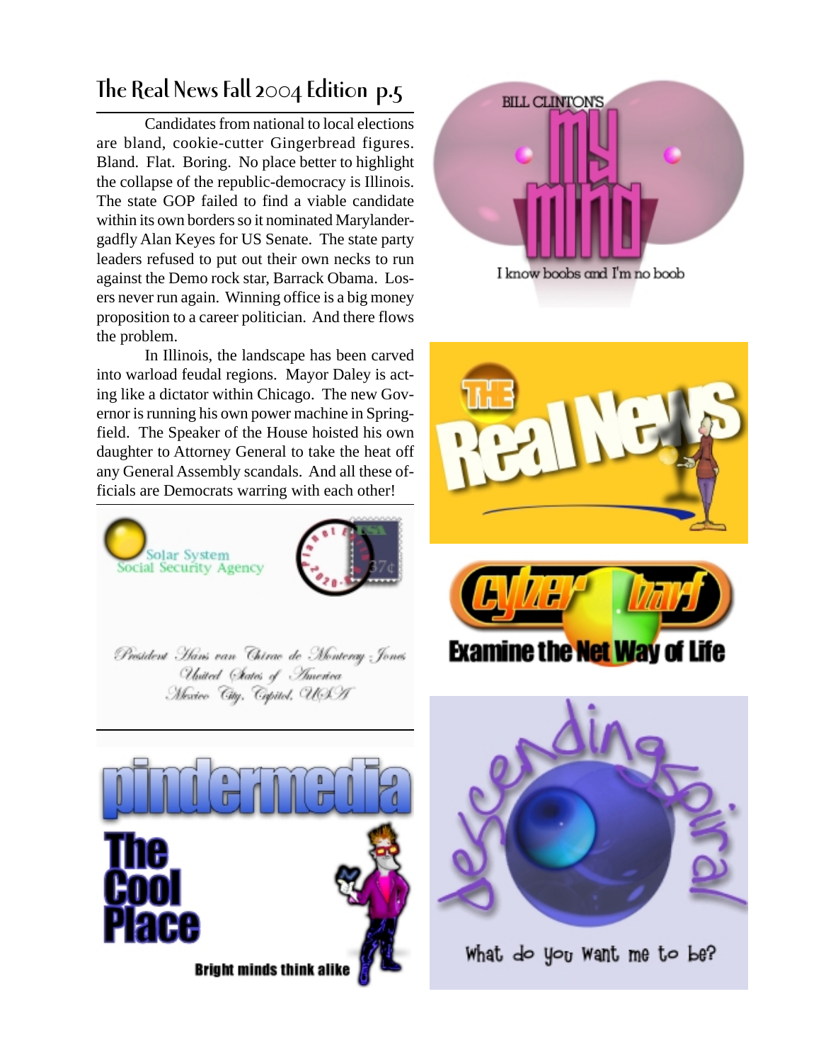Candidates from national to local elections are bland, cookie-cutter Gingerbread figures. Bland. Flat. Boring. No place better to highlight the collapse of the republic-democracy is Illinois. The state GOP failed to find a viable candidate within its own borders so it nominated Marylander-gadfly Alan Keyes for US Senate. The state party leaders refused to put out their own necks to run against the Demo rock star, Barrack Obama. Losers never run again. Winning office is a big money proposition to a career politician. And there flows the problem.

In Illinois, the landscape has been carved into warload feudal regions. Mayor Daley is acting like a dictator within Chicago. The new Governor is running his own power machine in Springfield. The Speaker of the House hoisted his own daughter to Attorney General to take the heat off any General Assembly scandals. And all these officials are Democrats warring with each other!

Solar System
Social Security Agency

*President Hans van Chirac de Monterey Jones*
*United States of America*
*Mexico City, Capitol, USA*

pindermedia
The Cool Place
Bright minds think alike

BILL CLINTON'S
my mind
I know boobs and I'm no boob

THE Real News

cyber turf
Examine the Net Way of Life

descending spiral
What do you want me to be?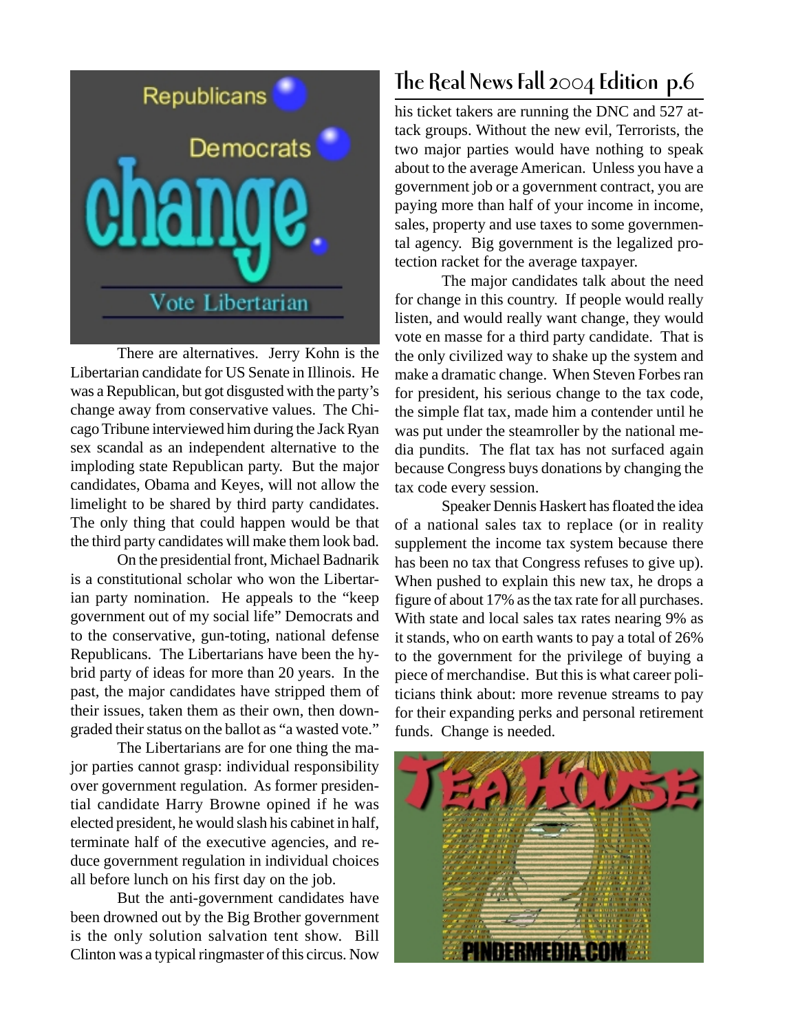There are alternatives. Jerry Kohn is the Libertarian candidate for US Senate in Illinois. He was a Republican, but got disgusted with the party's change away from conservative values. The Chicago Tribune interviewed him during the Jack Ryan sex scandal as an independent alternative to the imploding state Republican party. But the major candidates, Obama and Keyes, will not allow the limelight to be shared by third party candidates. The only thing that could happen would be that the third party candidates will make them look bad.

On the presidential front, Michael Badnarik is a constitutional scholar who won the Libertarian party nomination. He appeals to the "keep government out of my social life" Democrats and to the conservative, gun-toting, national defense Republicans. The Libertarians have been the hybrid party of ideas for more than 20 years. In the past, the major candidates have stripped them of their issues, taken them as their own, then downgraded their status on the ballot as "a wasted vote."

The Libertarians are for one thing the major parties cannot grasp: individual responsibility over government regulation. As former presidential candidate Harry Browne opined if he was elected president, he would slash his cabinet in half, terminate half of the executive agencies, and reduce government regulation in individual choices all before lunch on his first day on the job.

But the anti-government candidates have been drowned out by the Big Brother government is the only solution salvation tent show. Bill Clinton was a typical ringmaster of this circus. Now his ticket takers are running the DNC and 527 attack groups. Without the new evil, Terrorists, the two major parties would have nothing to speak about to the average American. Unless you have a government job or a government contract, you are paying more than half of your income in income, sales, property and use taxes to some governmental agency. Big government is the legalized protection racket for the average taxpayer.

The major candidates talk about the need for change in this country. If people would really listen, and would really want change, they would vote en masse for a third party candidate. That is the only civilized way to shake up the system and make a dramatic change. When Steven Forbes ran for president, his serious change to the tax code, the simple flat tax, made him a contender until he was put under the steamroller by the national media pundits. The flat tax has not surfaced again because Congress buys donations by changing the tax code every session.

Speaker Dennis Haskert has floated the idea of a national sales tax to replace (or in reality supplement the income tax system because there has been no tax that Congress refuses to give up). When pushed to explain this new tax, he drops a figure of about 17% as the tax rate for all purchases. With state and local sales tax rates nearing 9% as it stands, who on earth wants to pay a total of 26% to the government for the privilege of buying a piece of merchandise. But this is what career politicians think about: more revenue streams to pay for their expanding perks and personal retirement funds. Change is needed.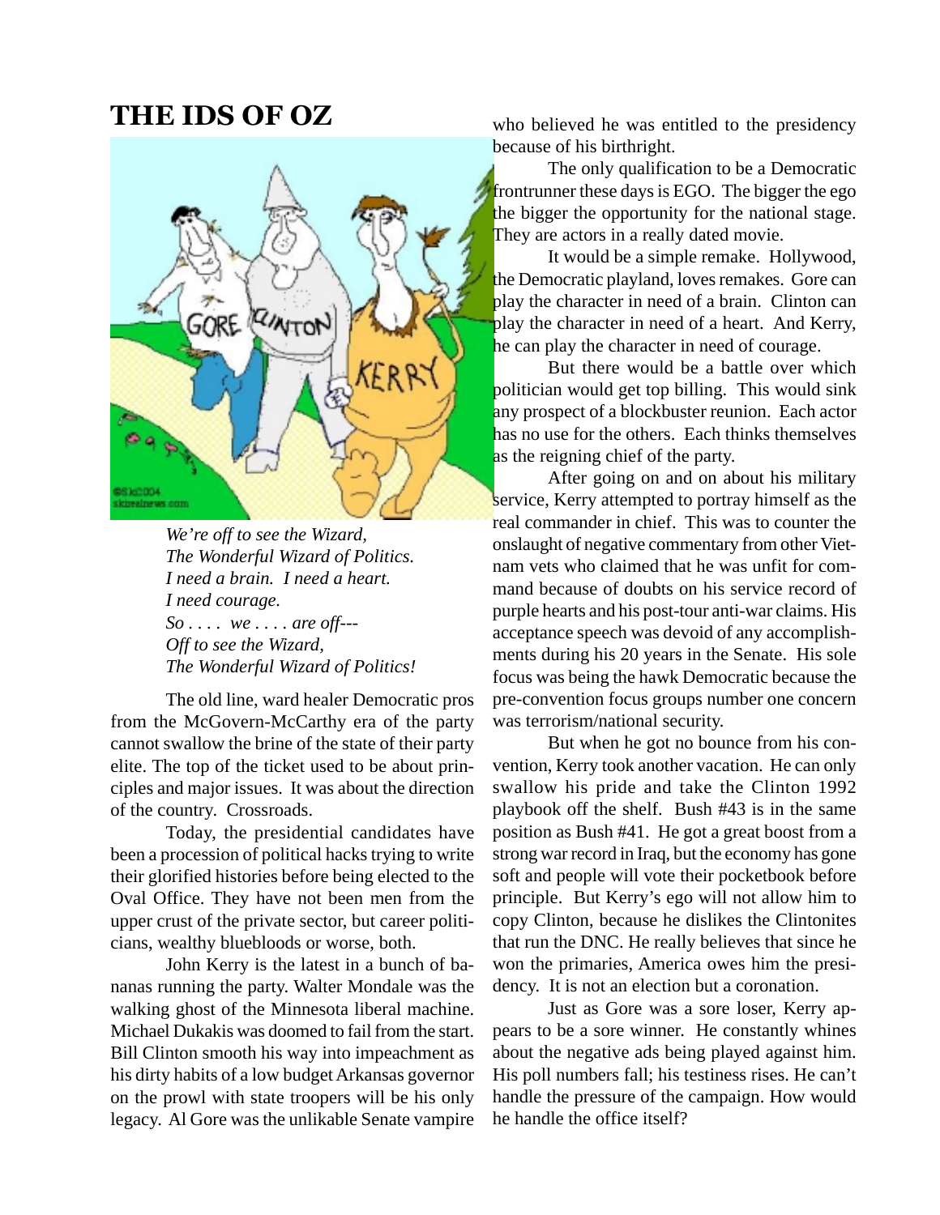# THE IDS OF OZ

*We're off to see the Wizard,*
*The Wonderful Wizard of Politics.*
*I need a brain. I need a heart.*
*I need courage.*
*So . . . . we . . . . are off---*
*Off to see the Wizard,*
*The Wonderful Wizard of Politics!*

The old line, ward healer Democratic pros from the McGovern-McCarthy era of the party cannot swallow the brine of the state of their party elite. The top of the ticket used to be about principles and major issues. It was about the direction of the country. Crossroads.

Today, the presidential candidates have been a procession of political hacks trying to write their glorified histories before being elected to the Oval Office. They have not been men from the upper crust of the private sector, but career politicians, wealthy bluebloods or worse, both.

John Kerry is the latest in a bunch of bananas running the party. Walter Mondale was the walking ghost of the Minnesota liberal machine. Michael Dukakis was doomed to fail from the start. Bill Clinton smooth his way into impeachment as his dirty habits of a low budget Arkansas governor on the prowl with state troopers will be his only legacy. Al Gore was the unlikable Senate vampire who believed he was entitled to the presidency because of his birthright.

The only qualification to be a Democratic frontrunner these days is EGO. The bigger the ego the bigger the opportunity for the national stage. They are actors in a really dated movie.

It would be a simple remake. Hollywood, the Democratic playland, loves remakes. Gore can play the character in need of a brain. Clinton can play the character in need of a heart. And Kerry, he can play the character in need of courage.

But there would be a battle over which politician would get top billing. This would sink any prospect of a blockbuster reunion. Each actor has no use for the others. Each thinks themselves as the reigning chief of the party.

After going on and on about his military service, Kerry attempted to portray himself as the real commander in chief. This was to counter the onslaught of negative commentary from other Vietnam vets who claimed that he was unfit for command because of doubts on his service record of purple hearts and his post-tour anti-war claims. His acceptance speech was devoid of any accomplishments during his 20 years in the Senate. His sole focus was being the hawk Democratic because the pre-convention focus groups number one concern was terrorism/national security.

But when he got no bounce from his convention, Kerry took another vacation. He can only swallow his pride and take the Clinton 1992 playbook off the shelf. Bush #43 is in the same position as Bush #41. He got a great boost from a strong war record in Iraq, but the economy has gone soft and people will vote their pocketbook before principle. But Kerry's ego will not allow him to copy Clinton, because he dislikes the Clintonites that run the DNC. He really believes that since he won the primaries, America owes him the presidency. It is not an election but a coronation.

Just as Gore was a sore loser, Kerry appears to be a sore winner. He constantly whines about the negative ads being played against him. His poll numbers fall; his testiness rises. He can't handle the pressure of the campaign. How would he handle the office itself?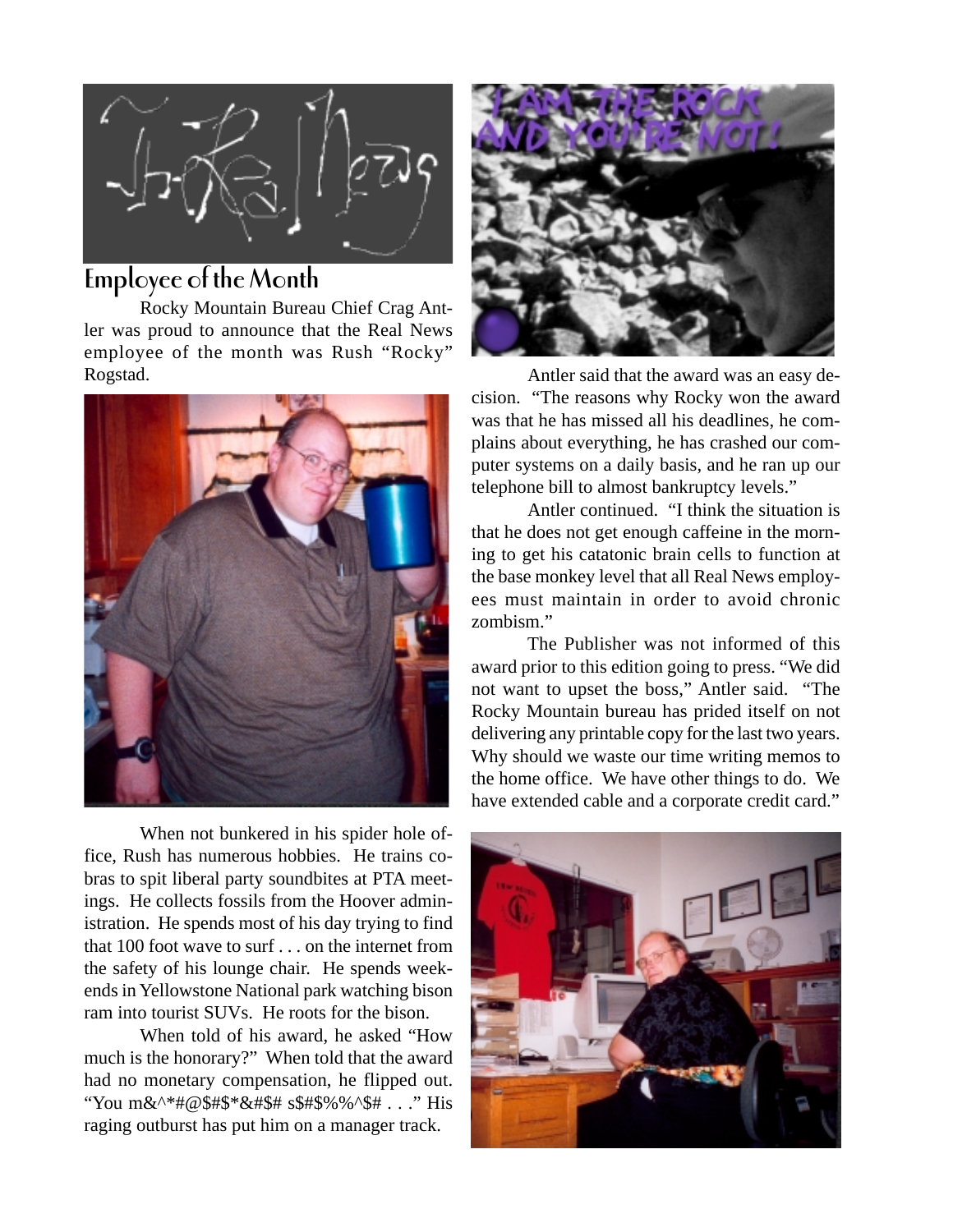## Employee of the Month

Rocky Mountain Bureau Chief Crag Antler was proud to announce that the Real News employee of the month was Rush "Rocky" Rogstad.

When not bunkered in his spider hole office, Rush has numerous hobbies. He trains cobras to spit liberal party soundbites at PTA meetings. He collects fossils from the Hoover administration. He spends most of his day trying to find that 100 foot wave to surf . . . on the internet from the safety of his lounge chair. He spends weekends in Yellowstone National park watching bison ram into tourist SUVs. He roots for the bison.

When told of his award, he asked "How much is the honorary?" When told that the award had no monetary compensation, he flipped out. "You m&^*#@$#$*&#$# s$#$%%^$# . . ." His raging outburst has put him on a manager track.

Antler said that the award was an easy decision. "The reasons why Rocky won the award was that he has missed all his deadlines, he complains about everything, he has crashed our computer systems on a daily basis, and he ran up our telephone bill to almost bankruptcy levels."

Antler continued. "I think the situation is that he does not get enough caffeine in the morning to get his catatonic brain cells to function at the base monkey level that all Real News employees must maintain in order to avoid chronic zombism."

The Publisher was not informed of this award prior to this edition going to press. "We did not want to upset the boss," Antler said. "The Rocky Mountain bureau has prided itself on not delivering any printable copy for the last two years. Why should we waste our time writing memos to the home office. We have other things to do. We have extended cable and a corporate credit card."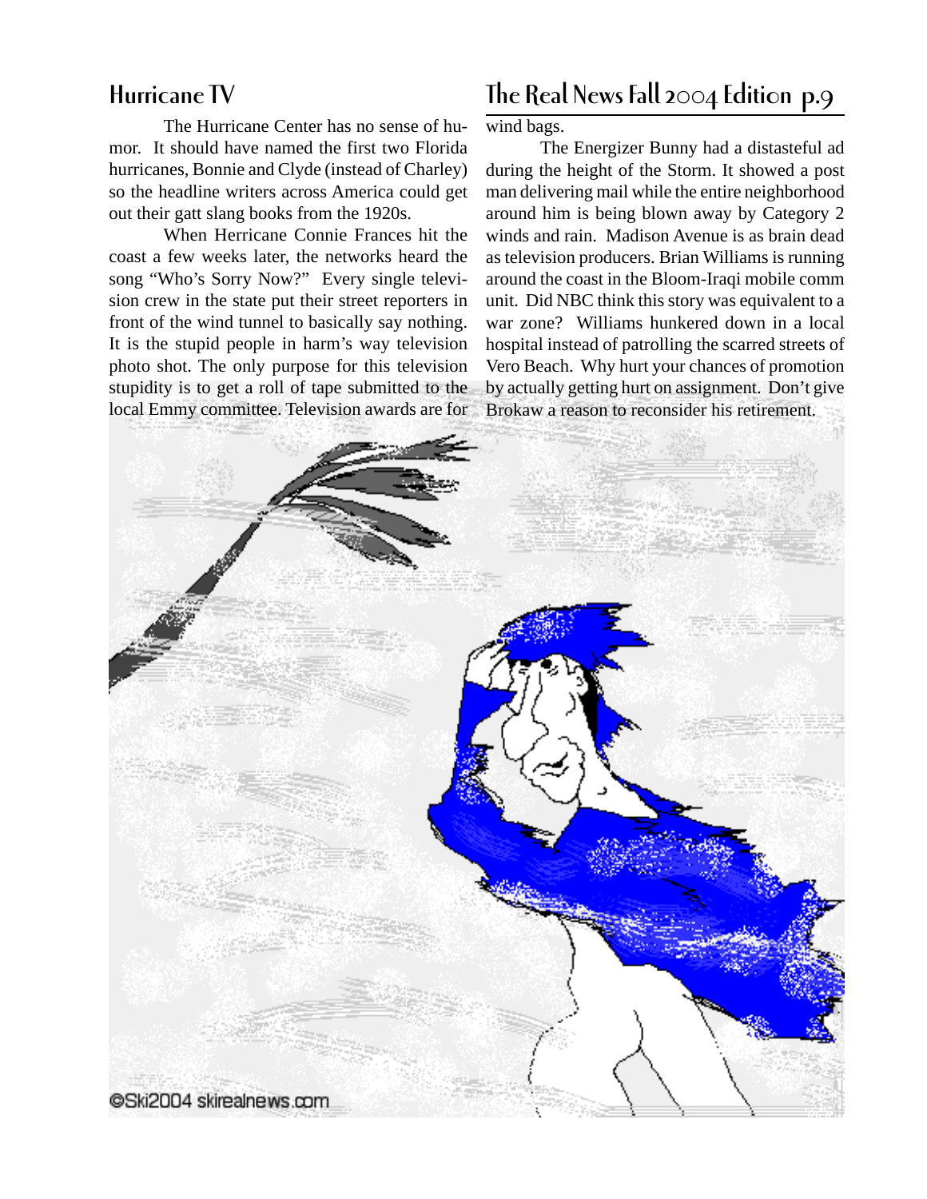## Hurricane TV

The Hurricane Center has no sense of humor. It should have named the first two Florida hurricanes, Bonnie and Clyde (instead of Charley) so the headline writers across America could get out their gatt slang books from the 1920s.

When Herricane Connie Frances hit the coast a few weeks later, the networks heard the song "Who's Sorry Now?" Every single television crew in the state put their street reporters in front of the wind tunnel to basically say nothing. It is the stupid people in harm's way television photo shot. The only purpose for this television stupidity is to get a roll of tape submitted to the local Emmy committee. Television awards are for wind bags.

The Energizer Bunny had a distasteful ad during the height of the Storm. It showed a post man delivering mail while the entire neighborhood around him is being blown away by Category 2 winds and rain. Madison Avenue is as brain dead as television producers. Brian Williams is running around the coast in the Bloom-Iraqi mobile comm unit. Did NBC think this story was equivalent to a war zone? Williams hunkered down in a local hospital instead of patrolling the scarred streets of Vero Beach. Why hurt your chances of promotion by actually getting hurt on assignment. Don't give Brokaw a reason to reconsider his retirement.

©Ski2004 skirealnews.com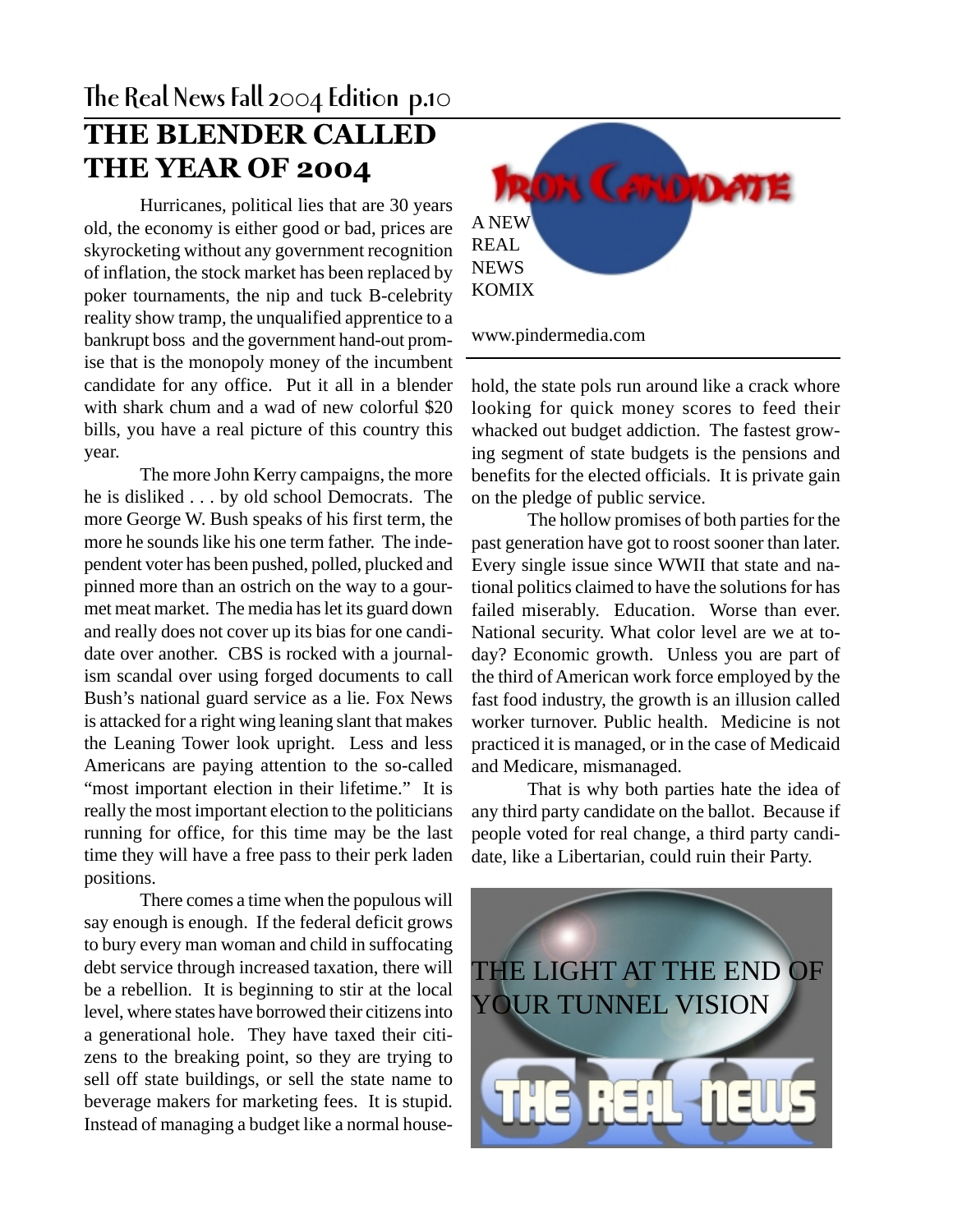# THE BLENDER CALLED THE YEAR OF 2004

Hurricanes, political lies that are 30 years old, the economy is either good or bad, prices are skyrocketing without any government recognition of inflation, the stock market has been replaced by poker tournaments, the nip and tuck B-celebrity reality show tramp, the unqualified apprentice to a bankrupt boss and the government hand-out promise that is the monopoly money of the incumbent candidate for any office. Put it all in a blender with shark chum and a wad of new colorful $20 bills, you have a real picture of this country this year.

The more John Kerry campaigns, the more he is disliked . . . by old school Democrats. The more George W. Bush speaks of his first term, the more he sounds like his one term father. The independent voter has been pushed, polled, plucked and pinned more than an ostrich on the way to a gourmet meat market. The media has let its guard down and really does not cover up its bias for one candidate over another. CBS is rocked with a journalism scandal over using forged documents to call Bush's national guard service as a lie. Fox News is attacked for a right wing leaning slant that makes the Leaning Tower look upright. Less and less Americans are paying attention to the so-called "most important election in their lifetime." It is really the most important election to the politicians running for office, for this time may be the last time they will have a free pass to their perk laden positions.

There comes a time when the populous will say enough is enough. If the federal deficit grows to bury every man woman and child in suffocating debt service through increased taxation, there will be a rebellion. It is beginning to stir at the local level, where states have borrowed their citizens into a generational hole. They have taxed their citizens to the breaking point, so they are trying to sell off state buildings, or sell the state name to beverage makers for marketing fees. It is stupid. Instead of managing a budget like a normal household, the state pols run around like a crack whore looking for quick money scores to feed their whacked out budget addiction. The fastest growing segment of state budgets is the pensions and benefits for the elected officials. It is private gain on the pledge of public service.

The hollow promises of both parties for the past generation have got to roost sooner than later. Every single issue since WWII that state and national politics claimed to have the solutions for has failed miserably. Education. Worse than ever. National security. What color level are we at today? Economic growth. Unless you are part of the third of American work force employed by the fast food industry, the growth is an illusion called worker turnover. Public health. Medicine is not practiced it is managed, or in the case of Medicaid and Medicare, mismanaged.

That is why both parties hate the idea of any third party candidate on the ballot. Because if people voted for real change, a third party candidate, like a Libertarian, could ruin their Party.

IRON CANDIDATE

A NEW REAL NEWS KOMIX

www.pindermedia.com

THE LIGHT AT THE END OF YOUR TUNNEL VISION

THE REAL NEWS